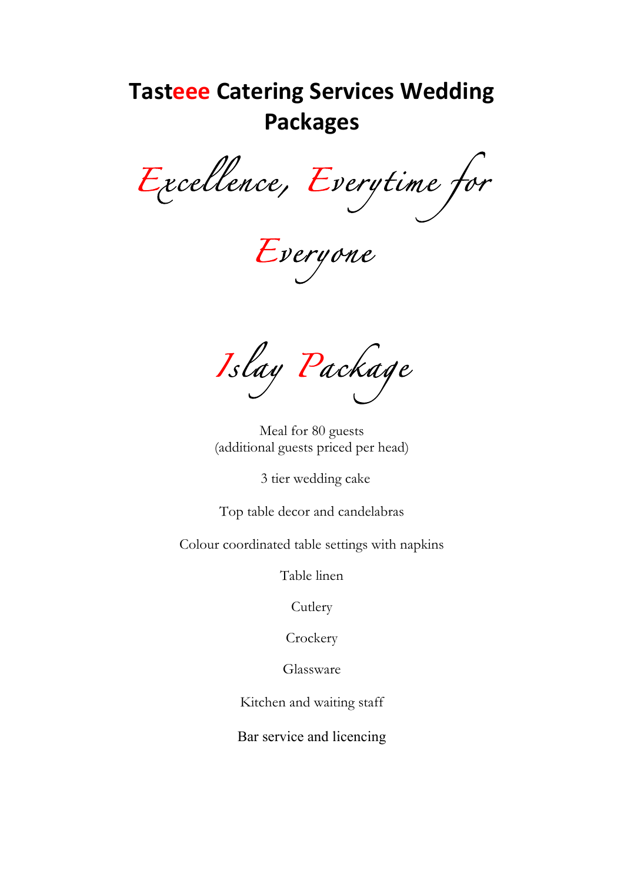# Tasteee Catering Services Wedding Packages

*Excellence, Everytime for Everyone*

## *Islay Package*

Meal for 80 guests
(additional guests priced per head)

3 tier wedding cake

Top table decor and candelabras

Colour coordinated table settings with napkins

Table linen

Cutlery

Crockery

Glassware

Kitchen and waiting staff

Bar service and licencing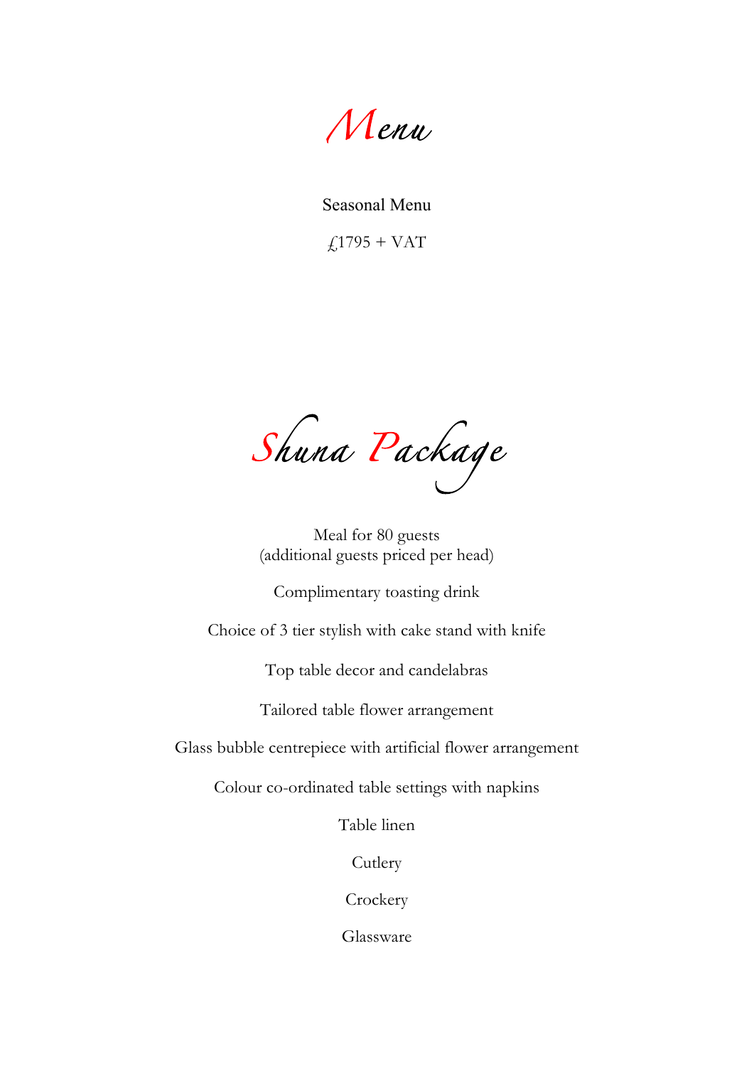# Menu

Seasonal Menu

£1795 + VAT

## Shuna Package

Meal for 80 guests
(additional guests priced per head)

Complimentary toasting drink

Choice of 3 tier stylish with cake stand with knife

Top table decor and candelabras

Tailored table flower arrangement

Glass bubble centrepiece with artificial flower arrangement

Colour co-ordinated table settings with napkins

Table linen

Cutlery

Crockery

Glassware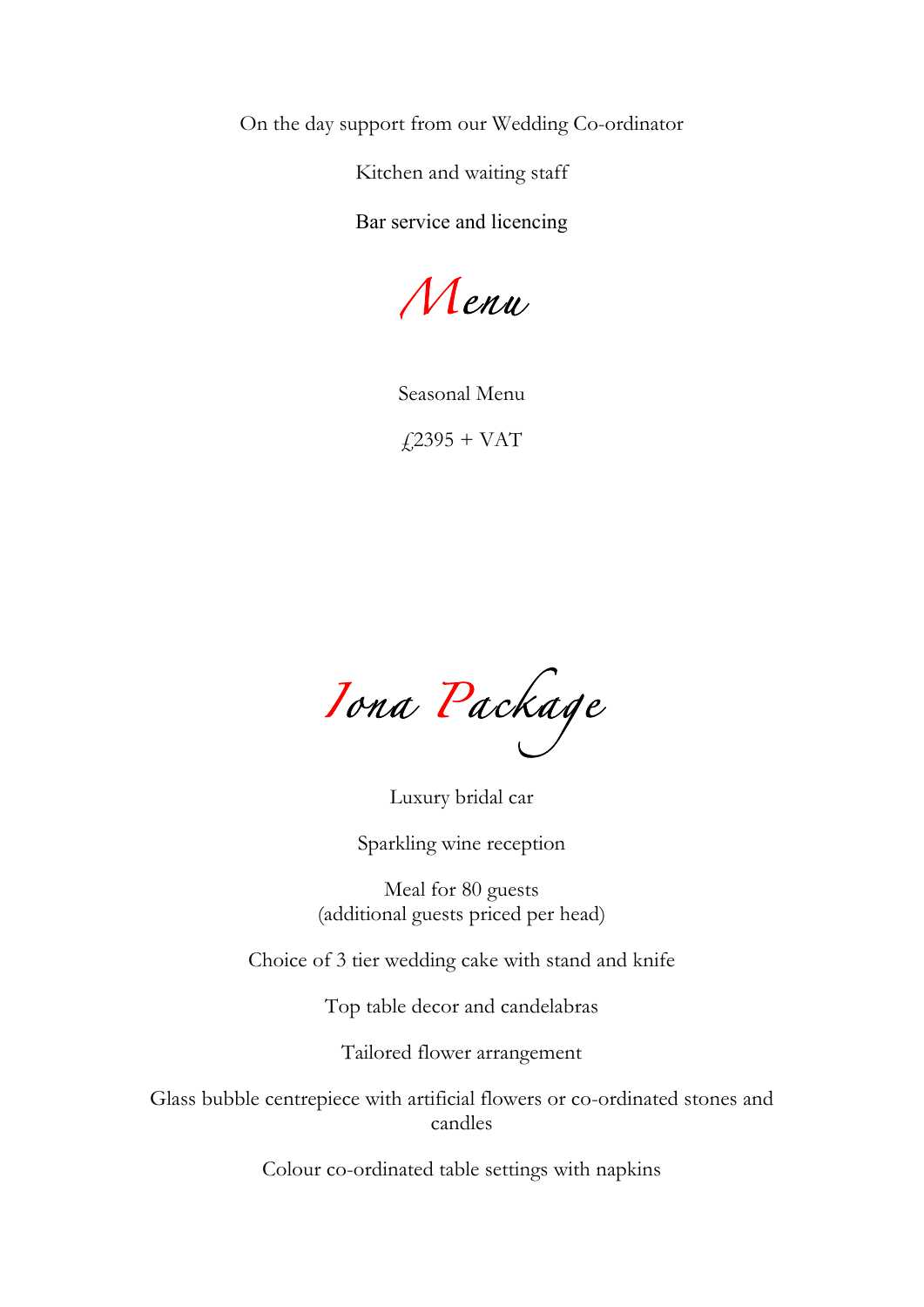On the day support from our Wedding Co-ordinator

Kitchen and waiting staff

Bar service and licencing

## Menu

Seasonal Menu

£2395 + VAT

## Iona Package

Luxury bridal car

Sparkling wine reception

Meal for 80 guests
(additional guests priced per head)

Choice of 3 tier wedding cake with stand and knife

Top table decor and candelabras

Tailored flower arrangement

Glass bubble centrepiece with artificial flowers or co-ordinated stones and candles

Colour co-ordinated table settings with napkins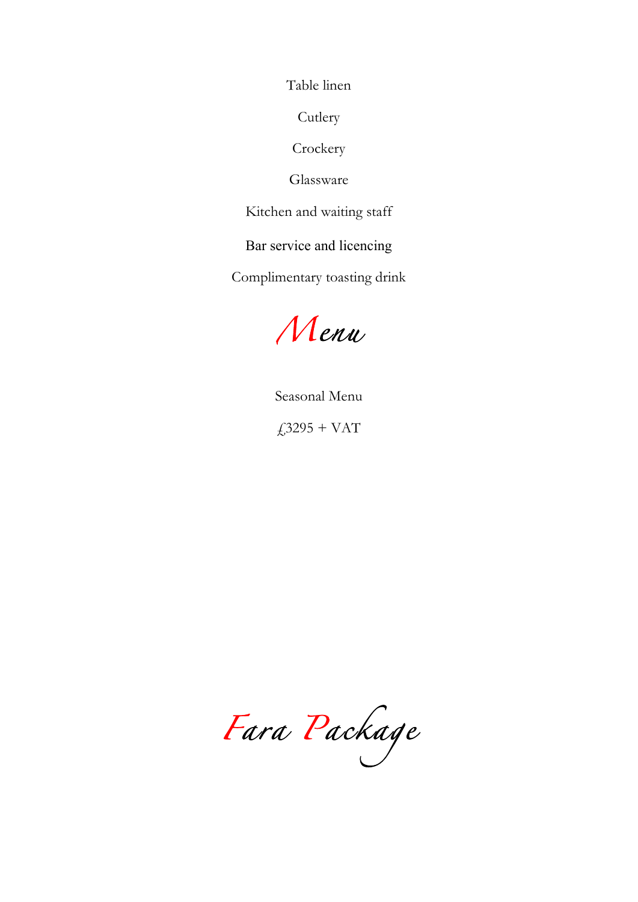Table linen

Cutlery

Crockery

Glassware

Kitchen and waiting staff

Bar service and licencing

Complimentary toasting drink

## Menu

Seasonal Menu

£3295 + VAT

## Fara Package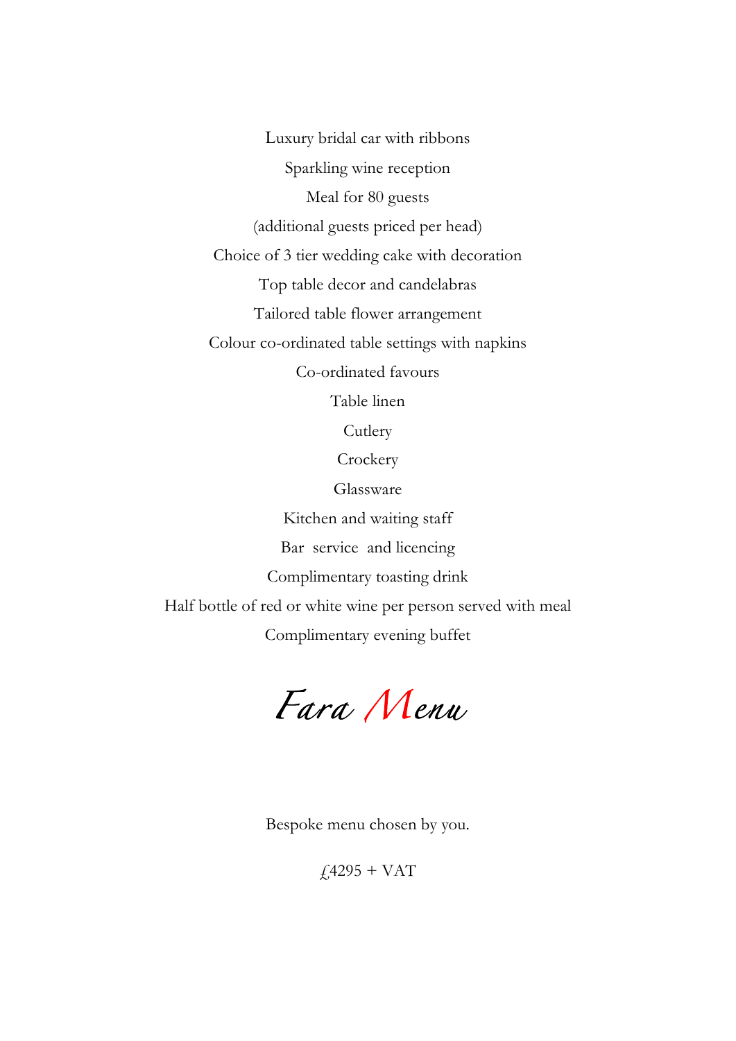Luxury bridal car with ribbons

Sparkling wine reception

Meal for 80 guests

(additional guests priced per head)

Choice of 3 tier wedding cake with decoration

Top table decor and candelabras

Tailored table flower arrangement

Colour co-ordinated table settings with napkins

Co-ordinated favours

Table linen

Cutlery

Crockery

Glassware

Kitchen and waiting staff

Bar service and licencing

Complimentary toasting drink

Half bottle of red or white wine per person served with meal

Complimentary evening buffet

# *Fara Menu*

Bespoke menu chosen by you.

£4295 + VAT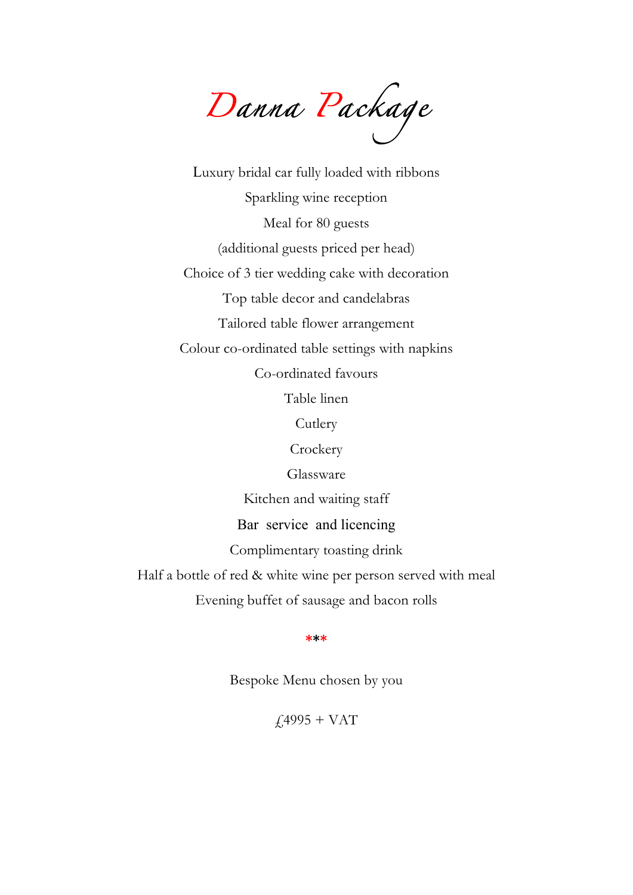# Danna Package

Luxury bridal car fully loaded with ribbons

Sparkling wine reception

Meal for 80 guests

(additional guests priced per head)

Choice of 3 tier wedding cake with decoration

Top table decor and candelabras

Tailored table flower arrangement

Colour co-ordinated table settings with napkins

Co-ordinated favours

Table linen

Cutlery

Crockery

Glassware

Kitchen and waiting staff

Bar service and licencing

Complimentary toasting drink

Half a bottle of red & white wine per person served with meal

Evening buffet of sausage and bacon rolls

***

Bespoke Menu chosen by you

£4995 + VAT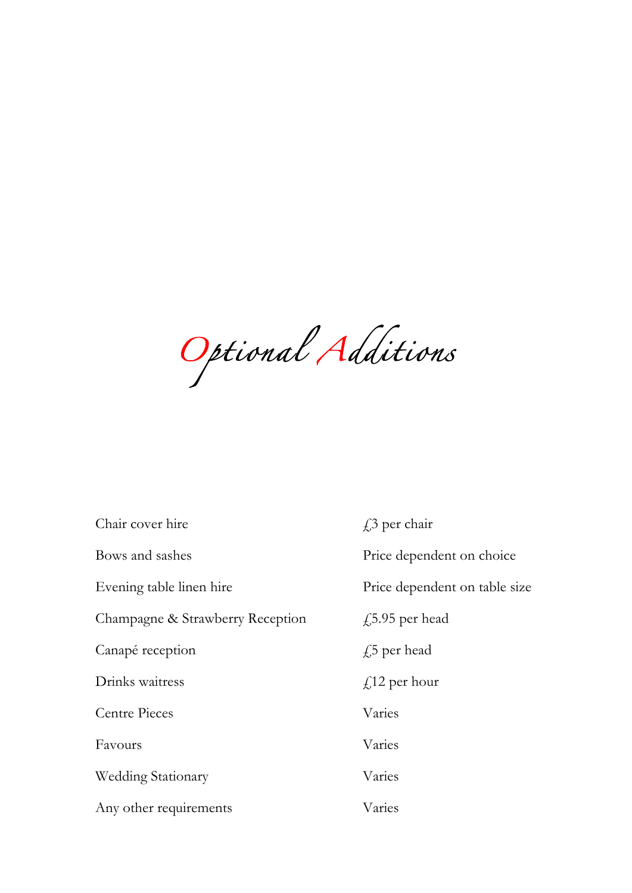# Optional Additions

| | |
|---|---|
| Chair cover hire | £3 per chair |
| Bows and sashes | Price dependent on choice |
| Evening table linen hire | Price dependent on table size |
| Champagne & Strawberry Reception | £5.95 per head |
| Canapé reception | £5 per head |
| Drinks waitress | £12 per hour |
| Centre Pieces | Varies |
| Favours | Varies |
| Wedding Stationary | Varies |
| Any other requirements | Varies |